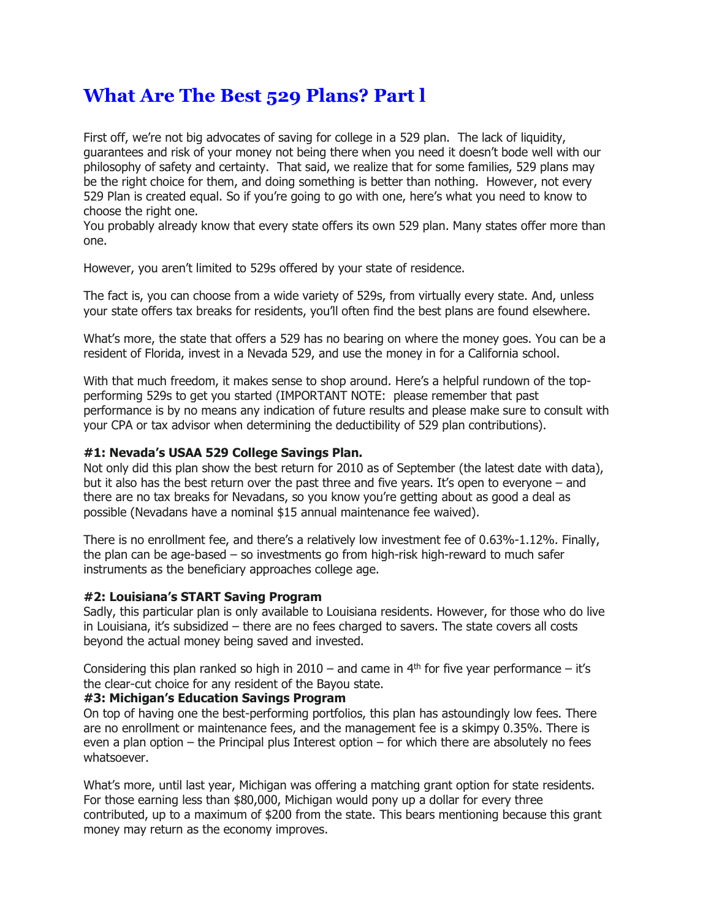# What Are The Best 529 Plans? Part l

First off, we're not big advocates of saving for college in a 529 plan. The lack of liquidity, guarantees and risk of your money not being there when you need it doesn't bode well with our philosophy of safety and certainty. That said, we realize that for some families, 529 plans may be the right choice for them, and doing something is better than nothing. However, not every 529 Plan is created equal. So if you're going to go with one, here's what you need to know to choose the right one.

You probably already know that every state offers its own 529 plan. Many states offer more than one.

However, you aren't limited to 529s offered by your state of residence.

The fact is, you can choose from a wide variety of 529s, from virtually every state. And, unless your state offers tax breaks for residents, you'll often find the best plans are found elsewhere.

What's more, the state that offers a 529 has no bearing on where the money goes. You can be a resident of Florida, invest in a Nevada 529, and use the money in for a California school.

With that much freedom, it makes sense to shop around. Here's a helpful rundown of the top-performing 529s to get you started (IMPORTANT NOTE: please remember that past performance is by no means any indication of future results and please make sure to consult with your CPA or tax advisor when determining the deductibility of 529 plan contributions).

**#1: Nevada's USAA 529 College Savings Plan.**
Not only did this plan show the best return for 2010 as of September (the latest date with data), but it also has the best return over the past three and five years. It's open to everyone – and there are no tax breaks for Nevadans, so you know you're getting about as good a deal as possible (Nevadans have a nominal $15 annual maintenance fee waived).

There is no enrollment fee, and there's a relatively low investment fee of 0.63%-1.12%. Finally, the plan can be age-based – so investments go from high-risk high-reward to much safer instruments as the beneficiary approaches college age.

**#2: Louisiana's START Saving Program**
Sadly, this particular plan is only available to Louisiana residents. However, for those who do live in Louisiana, it's subsidized – there are no fees charged to savers. The state covers all costs beyond the actual money being saved and invested.

Considering this plan ranked so high in 2010 – and came in 4th for five year performance – it's the clear-cut choice for any resident of the Bayou state.

**#3: Michigan's Education Savings Program**
On top of having one the best-performing portfolios, this plan has astoundingly low fees. There are no enrollment or maintenance fees, and the management fee is a skimpy 0.35%. There is even a plan option – the Principal plus Interest option – for which there are absolutely no fees whatsoever.

What's more, until last year, Michigan was offering a matching grant option for state residents. For those earning less than $80,000, Michigan would pony up a dollar for every three contributed, up to a maximum of $200 from the state. This bears mentioning because this grant money may return as the economy improves.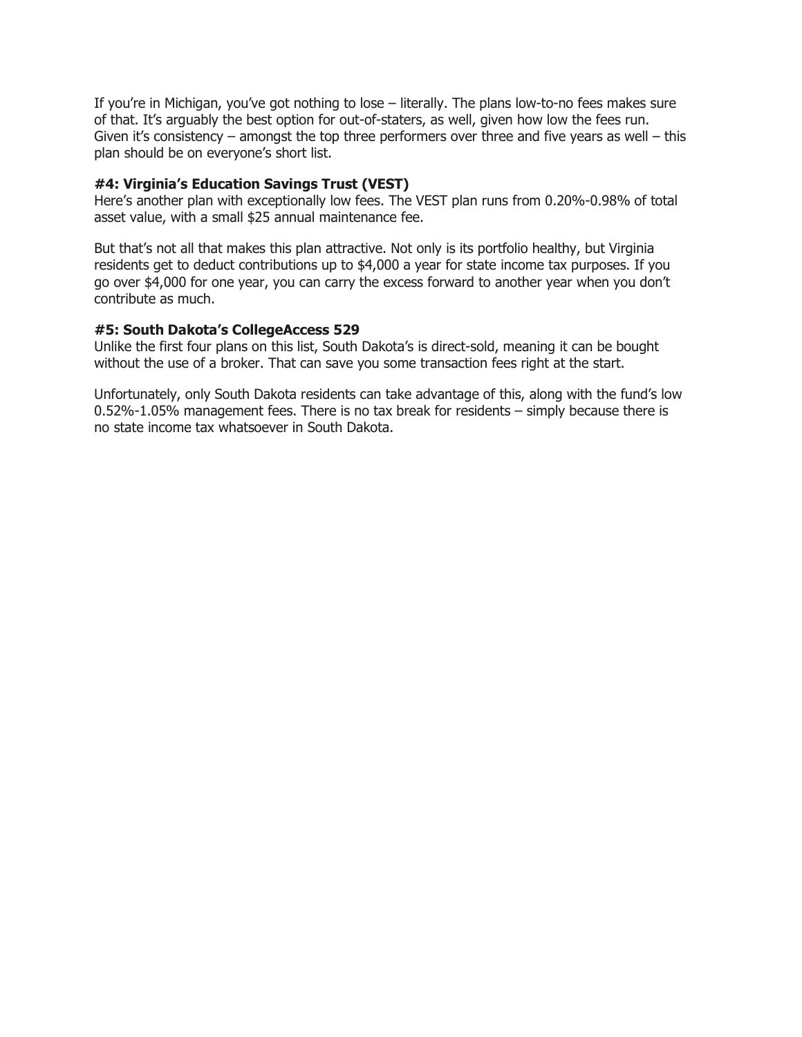If you're in Michigan, you've got nothing to lose – literally. The plans low-to-no fees makes sure of that. It's arguably the best option for out-of-staters, as well, given how low the fees run. Given it's consistency – amongst the top three performers over three and five years as well – this plan should be on everyone's short list.

**#4: Virginia's Education Savings Trust (VEST)**
Here's another plan with exceptionally low fees. The VEST plan runs from 0.20%-0.98% of total asset value, with a small $25 annual maintenance fee.

But that's not all that makes this plan attractive. Not only is its portfolio healthy, but Virginia residents get to deduct contributions up to $4,000 a year for state income tax purposes. If you go over $4,000 for one year, you can carry the excess forward to another year when you don't contribute as much.

**#5: South Dakota's CollegeAccess 529**
Unlike the first four plans on this list, South Dakota's is direct-sold, meaning it can be bought without the use of a broker. That can save you some transaction fees right at the start.

Unfortunately, only South Dakota residents can take advantage of this, along with the fund's low 0.52%-1.05% management fees. There is no tax break for residents – simply because there is no state income tax whatsoever in South Dakota.